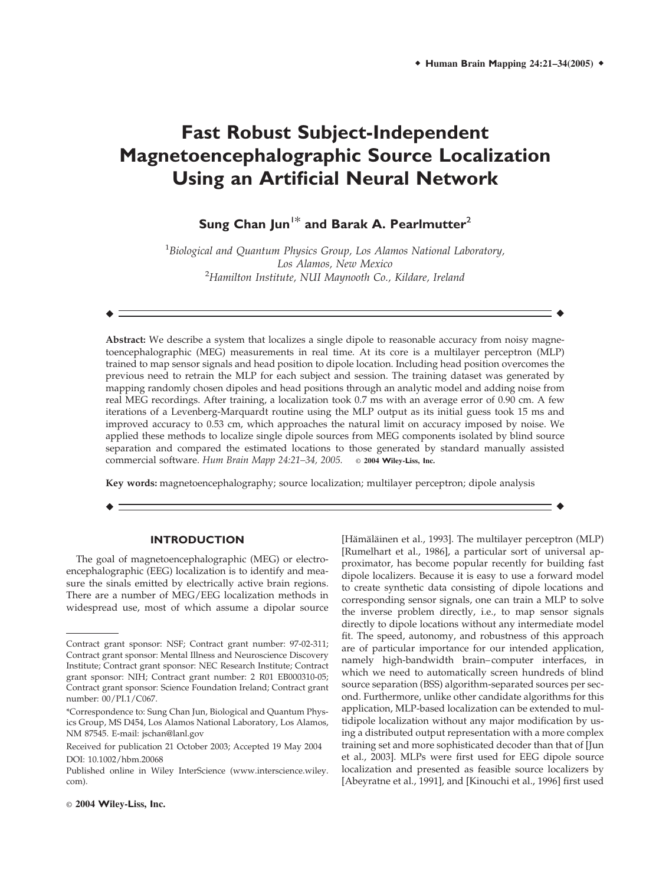# Fast Robust Subject-Independent Magnetoencephalographic Source Localization Using an Artificial Neural Network

**Sung Chan Jun[1]* and Barak A. Pearlmutter[2]**

[1]*Biological and Quantum Physics Group, Los Alamos National Laboratory, Los Alamos, New Mexico*
[2]*Hamilton Institute, NUI Maynooth Co., Kildare, Ireland*

**Abstract:** We describe a system that localizes a single dipole to reasonable accuracy from noisy magnetoencephalographic (MEG) measurements in real time. At its core is a multilayer perceptron (MLP) trained to map sensor signals and head position to dipole location. Including head position overcomes the previous need to retrain the MLP for each subject and session. The training dataset was generated by mapping randomly chosen dipoles and head positions through an analytic model and adding noise from real MEG recordings. After training, a localization took 0.7 ms with an average error of 0.90 cm. A few iterations of a Levenberg-Marquardt routine using the MLP output as its initial guess took 15 ms and improved accuracy to 0.53 cm, which approaches the natural limit on accuracy imposed by noise. We applied these methods to localize single dipole sources from MEG components isolated by blind source separation and compared the estimated locations to those generated by standard manually assisted commercial software. *Hum Brain Mapp 24:21–34, 2005.* © **2004 Wiley-Liss, Inc.**

**Key words:** magnetoencephalography; source localization; multilayer perceptron; dipole analysis

## INTRODUCTION

The goal of magnetoencephalographic (MEG) or electroencephalographic (EEG) localization is to identify and measure the sinals emitted by electrically active brain regions. There are a number of MEG/EEG localization methods in widespread use, most of which assume a dipolar source [Hämäläinen et al., 1993]. The multilayer perceptron (MLP) [Rumelhart et al., 1986], a particular sort of universal approximator, has become popular recently for building fast dipole localizers. Because it is easy to use a forward model to create synthetic data consisting of dipole locations and corresponding sensor signals, one can train a MLP to solve the inverse problem directly, i.e., to map sensor signals directly to dipole locations without any intermediate model fit. The speed, autonomy, and robustness of this approach are of particular importance for our intended application, namely high-bandwidth brain–computer interfaces, in which we need to automatically screen hundreds of blind source separation (BSS) algorithm-separated sources per second. Furthermore, unlike other candidate algorithms for this application, MLP-based localization can be extended to multidipole localization without any major modification by using a distributed output representation with a more complex training set and more sophisticated decoder than that of [Jun et al., 2003]. MLPs were first used for EEG dipole source localization and presented as feasible source localizers by [Abeyratne et al., 1991], and [Kinouchi et al., 1996] first used

---

Contract grant sponsor: NSF; Contract grant number: 97-02-311; Contract grant sponsor: Mental Illness and Neuroscience Discovery Institute; Contract grant sponsor: NEC Research Institute; Contract grant sponsor: NIH; Contract grant number: 2 R01 EB000310-05; Contract grant sponsor: Science Foundation Ireland; Contract grant number: 00/PI.1/C067.

*Correspondence to: Sung Chan Jun, Biological and Quantum Physics Group, MS D454, Los Alamos National Laboratory, Los Alamos, NM 87545. E-mail: jschan@lanl.gov

Received for publication 21 October 2003; Accepted 19 May 2004

DOI: 10.1002/hbm.20068

Published online in Wiley InterScience (www.interscience.wiley.com).

© **2004 Wiley-Liss, Inc.**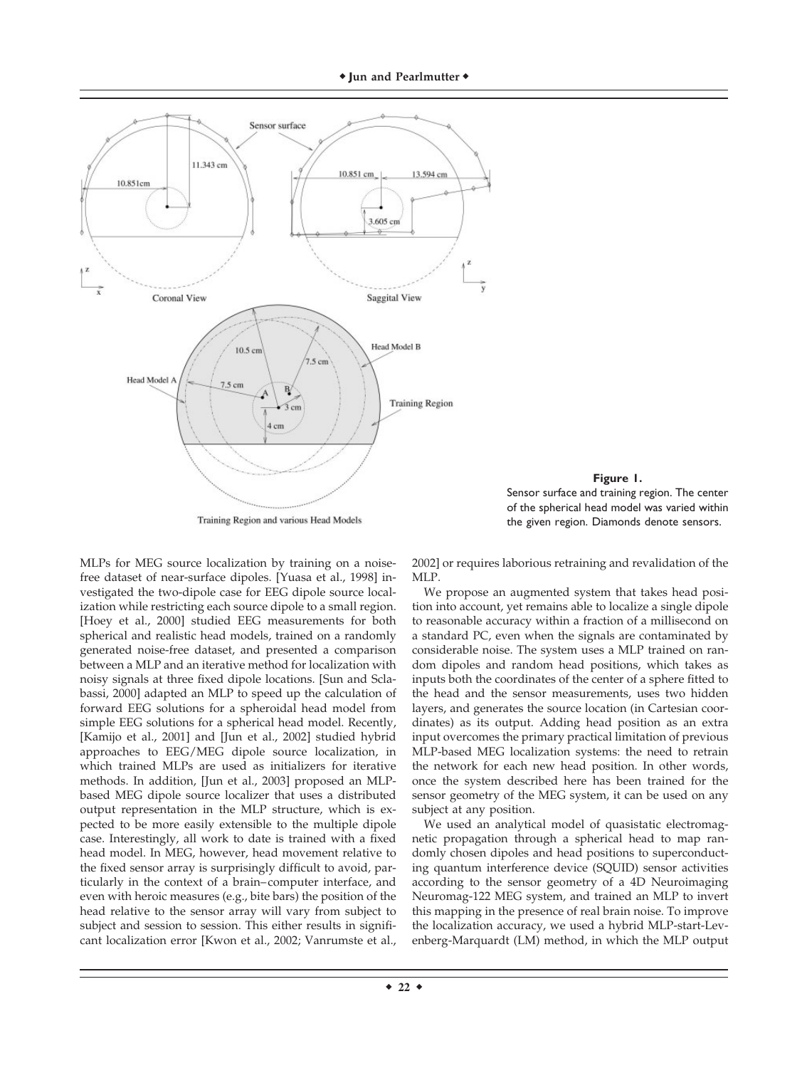**Figure 1.**
Sensor surface and training region. The center of the spherical head model was varied within the given region. Diamonds denote sensors.

MLPs for MEG source localization by training on a noise-free dataset of near-surface dipoles. [Yuasa et al., 1998] investigated the two-dipole case for EEG dipole source localization while restricting each source dipole to a small region. [Hoey et al., 2000] studied EEG measurements for both spherical and realistic head models, trained on a randomly generated noise-free dataset, and presented a comparison between a MLP and an iterative method for localization with noisy signals at three fixed dipole locations. [Sun and Sclabassi, 2000] adapted an MLP to speed up the calculation of forward EEG solutions for a spheroidal head model from simple EEG solutions for a spherical head model. Recently, [Kamijo et al., 2001] and [Jun et al., 2002] studied hybrid approaches to EEG/MEG dipole source localization, in which trained MLPs are used as initializers for iterative methods. In addition, [Jun et al., 2003] proposed an MLP-based MEG dipole source localizer that uses a distributed output representation in the MLP structure, which is expected to be more easily extensible to the multiple dipole case. Interestingly, all work to date is trained with a fixed head model. In MEG, however, head movement relative to the fixed sensor array is surprisingly difficult to avoid, particularly in the context of a brain–computer interface, and even with heroic measures (e.g., bite bars) the position of the head relative to the sensor array will vary from subject to subject and session to session. This either results in significant localization error [Kwon et al., 2002; Vanrumste et al., 2002] or requires laborious retraining and revalidation of the MLP.

We propose an augmented system that takes head position into account, yet remains able to localize a single dipole to reasonable accuracy within a fraction of a millisecond on a standard PC, even when the signals are contaminated by considerable noise. The system uses a MLP trained on random dipoles and random head positions, which takes as inputs both the coordinates of the center of a sphere fitted to the head and the sensor measurements, uses two hidden layers, and generates the source location (in Cartesian coordinates) as its output. Adding head position as an extra input overcomes the primary practical limitation of previous MLP-based MEG localization systems: the need to retrain the network for each new head position. In other words, once the system described here has been trained for the sensor geometry of the MEG system, it can be used on any subject at any position.

We used an analytical model of quasistatic electromagnetic propagation through a spherical head to map randomly chosen dipoles and head positions to superconducting quantum interference device (SQUID) sensor activities according to the sensor geometry of a 4D Neuroimaging Neuromag-122 MEG system, and trained an MLP to invert this mapping in the presence of real brain noise. To improve the localization accuracy, we used a hybrid MLP-start-Levenberg-Marquardt (LM) method, in which the MLP output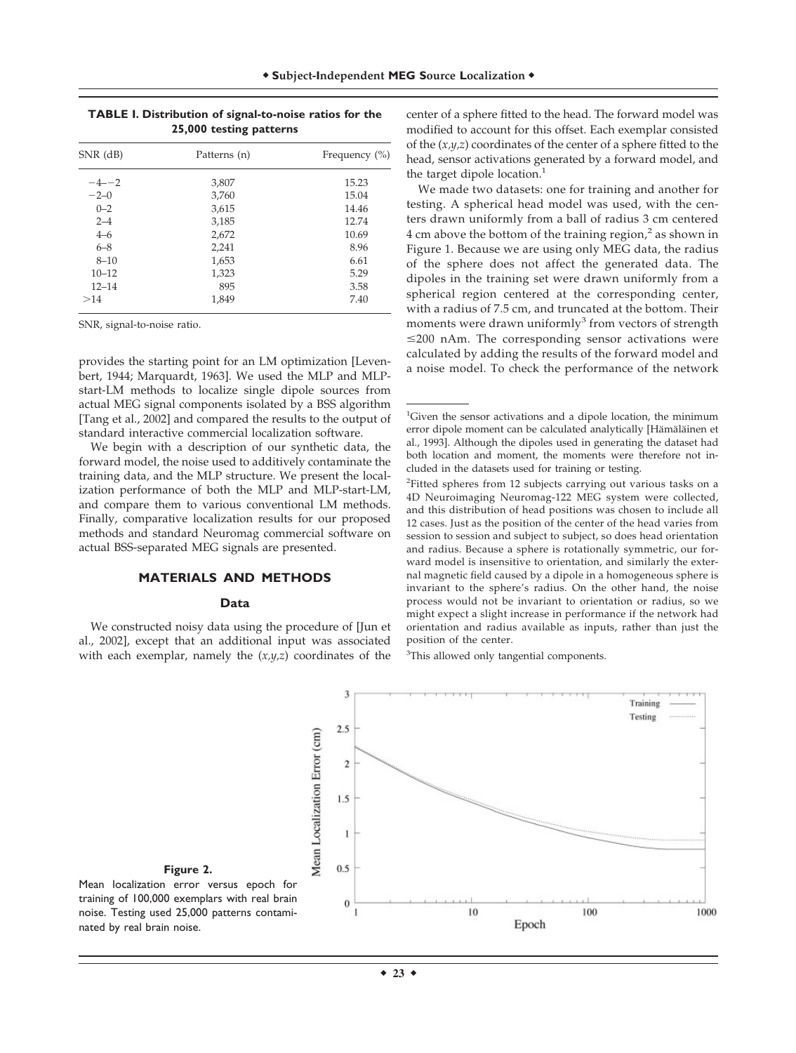**TABLE I. Distribution of signal-to-noise ratios for the 25,000 testing patterns**

| SNR (dB) | Patterns (n) | Frequency (%) |
|---|---|---|
| −4–−2 | 3,807 | 15.23 |
| −2–0 | 3,760 | 15.04 |
| 0–2 | 3,615 | 14.46 |
| 2–4 | 3,185 | 12.74 |
| 4–6 | 2,672 | 10.69 |
| 6–8 | 2,241 | 8.96 |
| 8–10 | 1,653 | 6.61 |
| 10–12 | 1,323 | 5.29 |
| 12–14 | 895 | 3.58 |
| >14 | 1,849 | 7.40 |

SNR, signal-to-noise ratio.

provides the starting point for an LM optimization [Levenbert, 1944; Marquardt, 1963]. We used the MLP and MLP-start-LM methods to localize single dipole sources from actual MEG signal components isolated by a BSS algorithm [Tang et al., 2002] and compared the results to the output of standard interactive commercial localization software.

We begin with a description of our synthetic data, the forward model, the noise used to additively contaminate the training data, and the MLP structure. We present the localization performance of both the MLP and MLP-start-LM, and compare them to various conventional LM methods. Finally, comparative localization results for our proposed methods and standard Neuromag commercial software on actual BSS-separated MEG signals are presented.

## MATERIALS AND METHODS

### Data

We constructed noisy data using the procedure of [Jun et al., 2002], except that an additional input was associated with each exemplar, namely the $(x,y,z)$ coordinates of the center of a sphere fitted to the head. The forward model was modified to account for this offset. Each exemplar consisted of the $(x,y,z)$ coordinates of the center of a sphere fitted to the head, sensor activations generated by a forward model, and the target dipole location.[1]

We made two datasets: one for training and another for testing. A spherical head model was used, with the centers drawn uniformly from a ball of radius 3 cm centered 4 cm above the bottom of the training region,[2] as shown in Figure 1. Because we are using only MEG data, the radius of the sphere does not affect the generated data. The dipoles in the training set were drawn uniformly from a spherical region centered at the corresponding center, with a radius of 7.5 cm, and truncated at the bottom. Their moments were drawn uniformly[3] from vectors of strength ≤200 nAm. The corresponding sensor activations were calculated by adding the results of the forward model and a noise model. To check the performance of the network

[1]Given the sensor activations and a dipole location, the minimum error dipole moment can be calculated analytically [Hämäläinen et al., 1993]. Although the dipoles used in generating the dataset had both location and moment, the moments were therefore not included in the datasets used for training or testing.

[2]Fitted spheres from 12 subjects carrying out various tasks on a 4D Neuroimaging Neuromag-122 MEG system were collected, and this distribution of head positions was chosen to include all 12 cases. Just as the position of the center of the head varies from session to session and subject to subject, so does head orientation and radius. Because a sphere is rotationally symmetric, our forward model is insensitive to orientation, and similarly the external magnetic field caused by a dipole in a homogeneous sphere is invariant to the sphere's radius. On the other hand, the noise process would not be invariant to orientation or radius, so we might expect a slight increase in performance if the network had orientation and radius available as inputs, rather than just the position of the center.

[3]This allowed only tangential components.

**Figure 2.**
Mean localization error versus epoch for training of 100,000 exemplars with real brain noise. Testing used 25,000 patterns contaminated by real brain noise.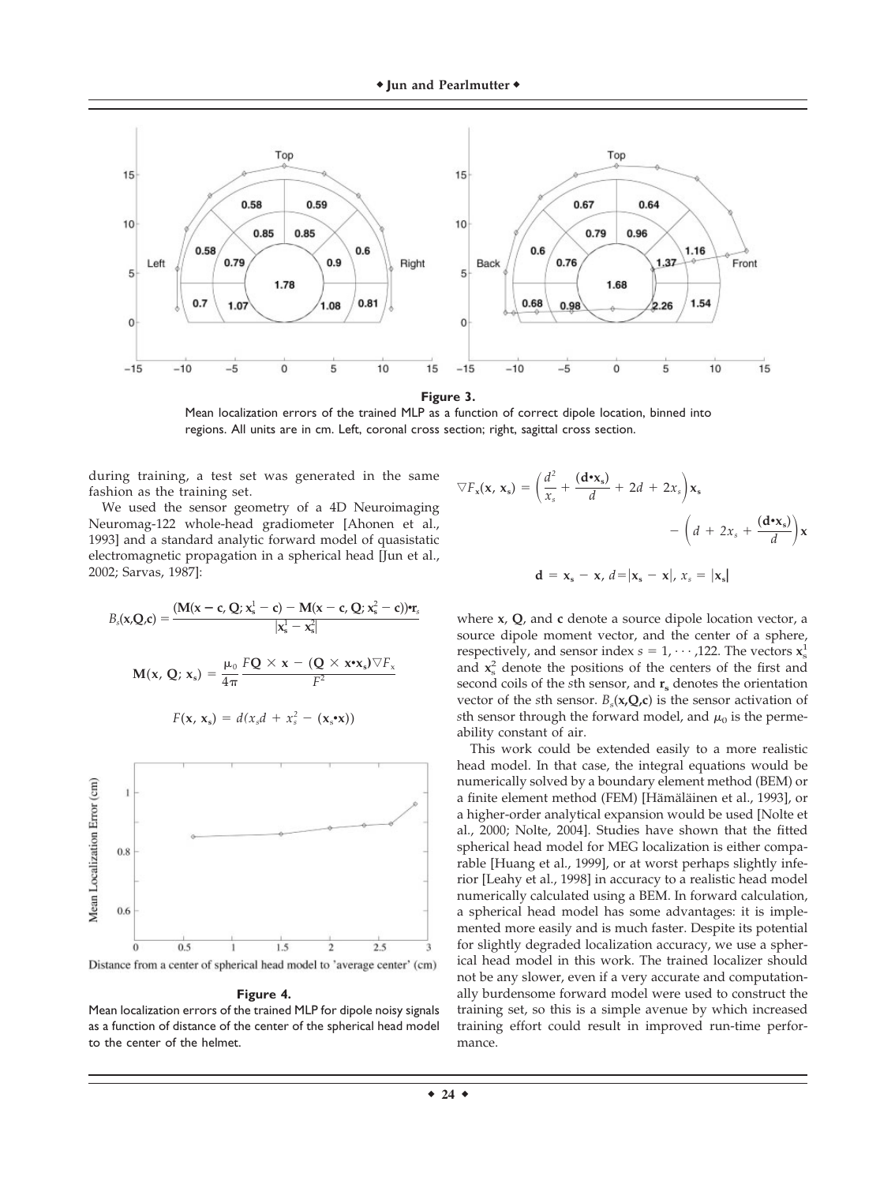Figure 3.

Mean localization errors of the trained MLP as a function of correct dipole location, binned into regions. All units are in cm. Left, coronal cross section; right, sagittal cross section.

during training, a test set was generated in the same fashion as the training set.

We used the sensor geometry of a 4D Neuroimaging Neuromag-122 whole-head gradiometer [Ahonen et al., 1993] and a standard analytic forward model of quasistatic electromagnetic propagation in a spherical head [Jun et al., 2002; Sarvas, 1987]:

$$B_s(\mathbf{x},\mathbf{Q},\mathbf{c}) = \frac{(\mathbf{M}(\mathbf{x}-\mathbf{c},\mathbf{Q};\mathbf{x}_s^1-\mathbf{c}) - \mathbf{M}(\mathbf{x}-\mathbf{c},\mathbf{Q};\mathbf{x}_s^2-\mathbf{c}))\bullet\mathbf{r}_s}{|\mathbf{x}_s^1-\mathbf{x}_s^2|}$$

$$\mathbf{M}(\mathbf{x},\mathbf{Q};\mathbf{x}_s) = \frac{\mu_0}{4\pi}\frac{F\mathbf{Q}\times\mathbf{x} - (\mathbf{Q}\times\mathbf{x}\bullet\mathbf{x}_s)\nabla F_x}{F^2}$$

$$F(\mathbf{x},\mathbf{x}_s) = d(x_s d + x_s^2 - (\mathbf{x}_s\bullet\mathbf{x}))$$

Figure 4.

Mean localization errors of the trained MLP for dipole noisy signals as a function of distance of the center of the spherical head model to the center of the helmet.

$$\nabla F_\mathbf{x}(\mathbf{x},\mathbf{x}_s) = \left(\frac{d^2}{x_s} + \frac{(\mathbf{d}\bullet\mathbf{x}_s)}{d} + 2d + 2x_s\right)\mathbf{x}_s - \left(d + 2x_s + \frac{(\mathbf{d}\bullet\mathbf{x}_s)}{d}\right)\mathbf{x}$$

$$\mathbf{d} = \mathbf{x}_s - \mathbf{x},\ d = |\mathbf{x}_s - \mathbf{x}|,\ x_s = |\mathbf{x}_s|$$

where $\mathbf{x}$, $\mathbf{Q}$, and $\mathbf{c}$ denote a source dipole location vector, a source dipole moment vector, and the center of a sphere, respectively, and sensor index $s = 1, \cdots, 122$. The vectors $\mathbf{x}_s^1$ and $\mathbf{x}_s^2$ denote the positions of the centers of the first and second coils of the $s$th sensor, and $\mathbf{r}_s$ denotes the orientation vector of the $s$th sensor. $B_s(\mathbf{x},\mathbf{Q},\mathbf{c})$ is the sensor activation of $s$th sensor through the forward model, and $\mu_0$ is the permeability constant of air.

This work could be extended easily to a more realistic head model. In that case, the integral equations would be numerically solved by a boundary element method (BEM) or a finite element method (FEM) [Hämäläinen et al., 1993], or a higher-order analytical expansion would be used [Nolte et al., 2000; Nolte, 2004]. Studies have shown that the fitted spherical head model for MEG localization is either comparable [Huang et al., 1999], or at worst perhaps slightly inferior [Leahy et al., 1998] in accuracy to a realistic head model numerically calculated using a BEM. In forward calculation, a spherical head model has some advantages: it is implemented more easily and is much faster. Despite its potential for slightly degraded localization accuracy, we use a spherical head model in this work. The trained localizer should not be any slower, even if a very accurate and computationally burdensome forward model were used to construct the training set, so this is a simple avenue by which increased training effort could result in improved run-time performance.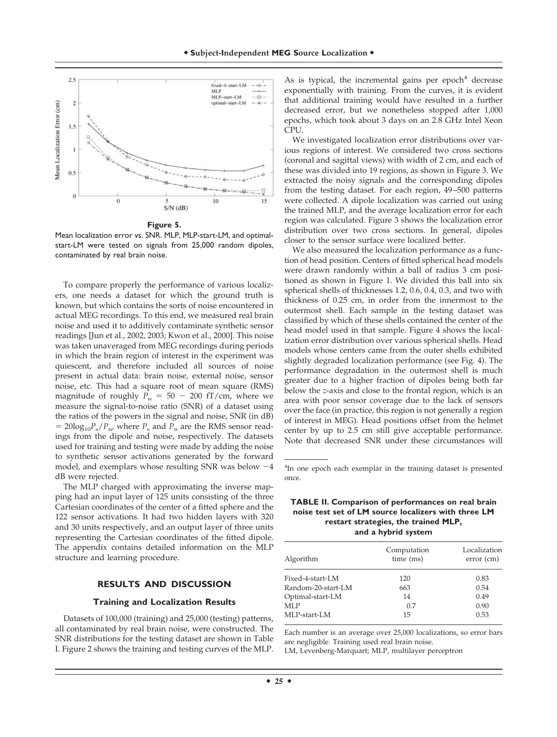**Figure 5.**

Mean localization error vs. SNR. MLP, MLP-start-LM, and optimal-start-LM were tested on signals from 25,000 random dipoles, contaminated by real brain noise.

To compare properly the performance of various localizers, one needs a dataset for which the ground truth is known, but which contains the sorts of noise encountered in actual MEG recordings. To this end, we measured real brain noise and used it to additively contaminate synthetic sensor readings [Jun et al., 2002, 2003; Kwon et al., 2000]. This noise was taken unaveraged from MEG recordings during periods in which the brain region of interest in the experiment was quiescent, and therefore included all sources of noise present in actual data: brain noise, external noise, sensor noise, etc. This had a square root of mean square (RMS) magnitude of roughly $P_n = 50 - 200$ fT/cm, where we measure the signal-to-noise ratio (SNR) of a dataset using the ratios of the powers in the signal and noise, SNR (in dB) $= 20\log_{10}P_s/P_n$, where $P_s$ and $P_n$ are the RMS sensor readings from the dipole and noise, respectively. The datasets used for training and testing were made by adding the noise to synthetic sensor activations generated by the forward model, and exemplars whose resulting SNR was below $-4$ dB were rejected.

The MLP charged with approximating the inverse mapping had an input layer of 125 units consisting of the three Cartesian coordinates of the center of a fitted sphere and the 122 sensor activations. It had two hidden layers with 320 and 30 units respectively, and an output layer of three units representing the Cartesian coordinates of the fitted dipole. The appendix contains detailed information on the MLP structure and learning procedure.

## RESULTS AND DISCUSSION

### Training and Localization Results

Datasets of 100,000 (training) and 25,000 (testing) patterns, all contaminated by real brain noise, were constructed. The SNR distributions for the testing dataset are shown in Table I. Figure 2 shows the training and testing curves of the MLP. As is typical, the incremental gains per epoch[4] decrease exponentially with training. From the curves, it is evident that additional training would have resulted in a further decreased error, but we nonetheless stopped after 1,000 epochs, which took about 3 days on an 2.8 GHz Intel Xeon CPU.

We investigated localization error distributions over various regions of interest. We considered two cross sections (coronal and sagittal views) with width of 2 cm, and each of these was divided into 19 regions, as shown in Figure 3. We extracted the noisy signals and the corresponding dipoles from the testing dataset. For each region, 49–500 patterns were collected. A dipole localization was carried out using the trained MLP, and the average localization error for each region was calculated. Figure 3 shows the localization error distribution over two cross sections. In general, dipoles closer to the sensor surface were localized better.

We also measured the localization performance as a function of head position. Centers of fitted spherical head models were drawn randomly within a ball of radius 3 cm positioned as shown in Figure 1. We divided this ball into six spherical shells of thicknesses 1.2, 0.6, 0.4, 0.3, and two with thickness of 0.25 cm, in order from the innermost to the outermost shell. Each sample in the testing dataset was classified by which of these shells contained the center of the head model used in that sample. Figure 4 shows the localization error distribution over various spherical shells. Head models whose centers came from the outer shells exhibited slightly degraded localization performance (see Fig. 4). The performance degradation in the outermost shell is much greater due to a higher fraction of dipoles being both far below the $z$-axis and close to the frontal region, which is an area with poor sensor coverage due to the lack of sensors over the face (in practice, this region is not generally a region of interest in MEG). Head positions offset from the helmet center by up to 2.5 cm still give acceptable performance. Note that decreased SNR under these circumstances will

[4] In one epoch each exemplar in the training dataset is presented once.

**TABLE II. Comparison of performances on real brain noise test set of LM source localizers with three LM restart strategies, the trained MLP, and a hybrid system**

| Algorithm | Computation time (ms) | Localization error (cm) |
|---|---|---|
| Fixed-4-start-LM | 120 | 0.83 |
| Random-20-start-LM | 663 | 0.54 |
| Optimal-start-LM | 14 | 0.49 |
| MLP | 0.7 | 0.90 |
| MLP-start-LM | 15 | 0.53 |

Each number is an average over 25,000 localizations, so error bars are negligible. Training used real brain noise.

LM, Levenberg-Marquart; MLP, multilayer perceptron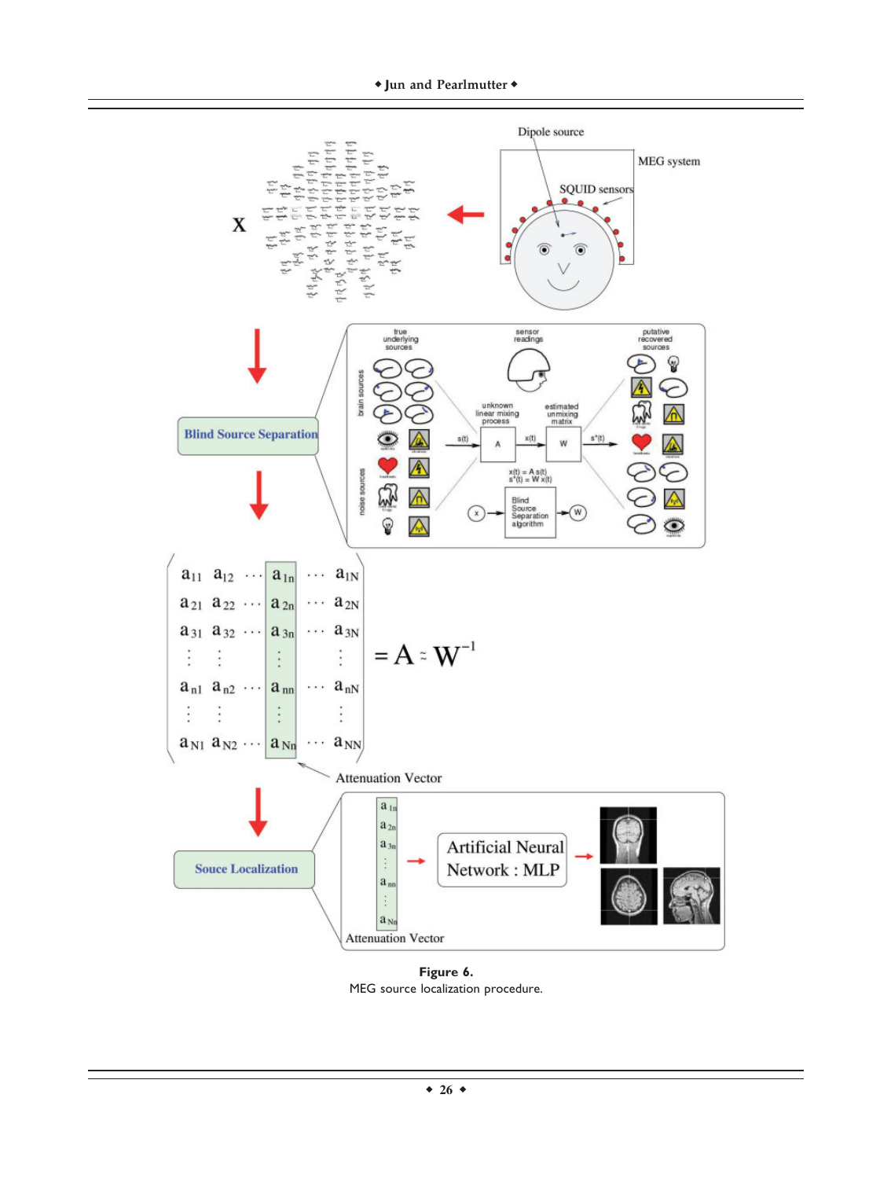**Figure 6.**
MEG source localization procedure.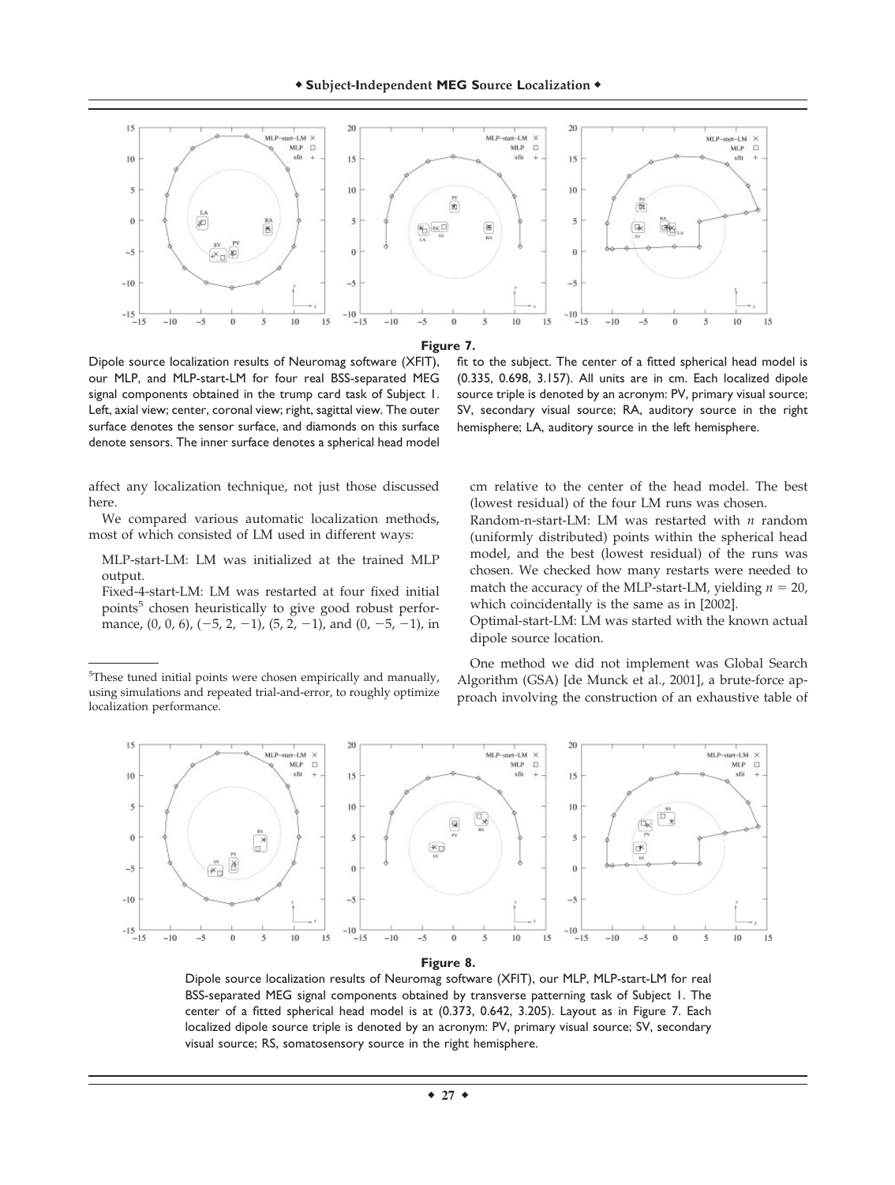**Figure 7.**

Dipole source localization results of Neuromag software (XFIT), our MLP, and MLP-start-LM for four real BSS-separated MEG signal components obtained in the trump card task of Subject 1. Left, axial view; center, coronal view; right, sagittal view. The outer surface denotes the sensor surface, and diamonds on this surface denote sensors. The inner surface denotes a spherical head model fit to the subject. The center of a fitted spherical head model is (0.335, 0.698, 3.157). All units are in cm. Each localized dipole source triple is denoted by an acronym: PV, primary visual source; SV, secondary visual source; RA, auditory source in the right hemisphere; LA, auditory source in the left hemisphere.

affect any localization technique, not just those discussed here.

We compared various automatic localization methods, most of which consisted of LM used in different ways:

MLP-start-LM: LM was initialized at the trained MLP output.

Fixed-4-start-LM: LM was restarted at four fixed initial points[5] chosen heuristically to give good robust performance, (0, 0, 6), (−5, 2, −1), (5, 2, −1), and (0, −5, −1), in cm relative to the center of the head model. The best (lowest residual) of the four LM runs was chosen.

Random-n-start-LM: LM was restarted with $n$ random (uniformly distributed) points within the spherical head model, and the best (lowest residual) of the runs was chosen. We checked how many restarts were needed to match the accuracy of the MLP-start-LM, yielding $n = 20$, which coincidentally is the same as in [2002].

Optimal-start-LM: LM was started with the known actual dipole source location.

One method we did not implement was Global Search Algorithm (GSA) [de Munck et al., 2001], a brute-force approach involving the construction of an exhaustive table of

[5]These tuned initial points were chosen empirically and manually, using simulations and repeated trial-and-error, to roughly optimize localization performance.

**Figure 8.**

Dipole source localization results of Neuromag software (XFIT), our MLP, MLP-start-LM for real BSS-separated MEG signal components obtained by transverse patterning task of Subject 1. The center of a fitted spherical head model is at (0.373, 0.642, 3.205). Layout as in Figure 7. Each localized dipole source triple is denoted by an acronym: PV, primary visual source; SV, secondary visual source; RS, somatosensory source in the right hemisphere.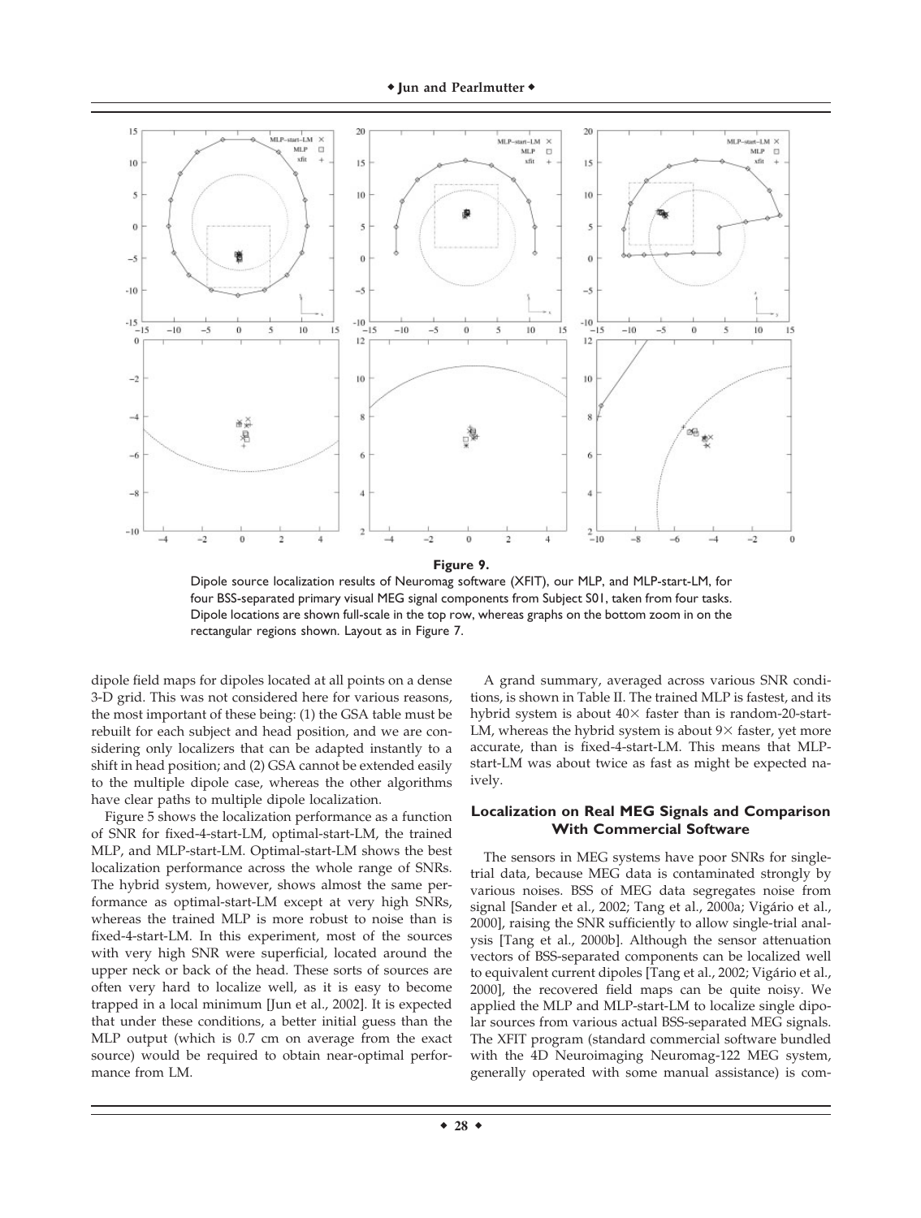**Figure 9.**

Dipole source localization results of Neuromag software (XFIT), our MLP, and MLP-start-LM, for four BSS-separated primary visual MEG signal components from Subject S01, taken from four tasks. Dipole locations are shown full-scale in the top row, whereas graphs on the bottom zoom in on the rectangular regions shown. Layout as in Figure 7.

dipole field maps for dipoles located at all points on a dense 3-D grid. This was not considered here for various reasons, the most important of these being: (1) the GSA table must be rebuilt for each subject and head position, and we are considering only localizers that can be adapted instantly to a shift in head position; and (2) GSA cannot be extended easily to the multiple dipole case, whereas the other algorithms have clear paths to multiple dipole localization.

Figure 5 shows the localization performance as a function of SNR for fixed-4-start-LM, optimal-start-LM, the trained MLP, and MLP-start-LM. Optimal-start-LM shows the best localization performance across the whole range of SNRs. The hybrid system, however, shows almost the same performance as optimal-start-LM except at very high SNRs, whereas the trained MLP is more robust to noise than is fixed-4-start-LM. In this experiment, most of the sources with very high SNR were superficial, located around the upper neck or back of the head. These sorts of sources are often very hard to localize well, as it is easy to become trapped in a local minimum [Jun et al., 2002]. It is expected that under these conditions, a better initial guess than the MLP output (which is 0.7 cm on average from the exact source) would be required to obtain near-optimal performance from LM.

A grand summary, averaged across various SNR conditions, is shown in Table II. The trained MLP is fastest, and its hybrid system is about 40× faster than is random-20-start-LM, whereas the hybrid system is about 9× faster, yet more accurate, than is fixed-4-start-LM. This means that MLP-start-LM was about twice as fast as might be expected naively.

## Localization on Real MEG Signals and Comparison With Commercial Software

The sensors in MEG systems have poor SNRs for single-trial data, because MEG data is contaminated strongly by various noises. BSS of MEG data segregates noise from signal [Sander et al., 2002; Tang et al., 2000a; Vigário et al., 2000], raising the SNR sufficiently to allow single-trial analysis [Tang et al., 2000b]. Although the sensor attenuation vectors of BSS-separated components can be localized well to equivalent current dipoles [Tang et al., 2002; Vigário et al., 2000], the recovered field maps can be quite noisy. We applied the MLP and MLP-start-LM to localize single dipolar sources from various actual BSS-separated MEG signals. The XFIT program (standard commercial software bundled with the 4D Neuroimaging Neuromag-122 MEG system, generally operated with some manual assistance) is com-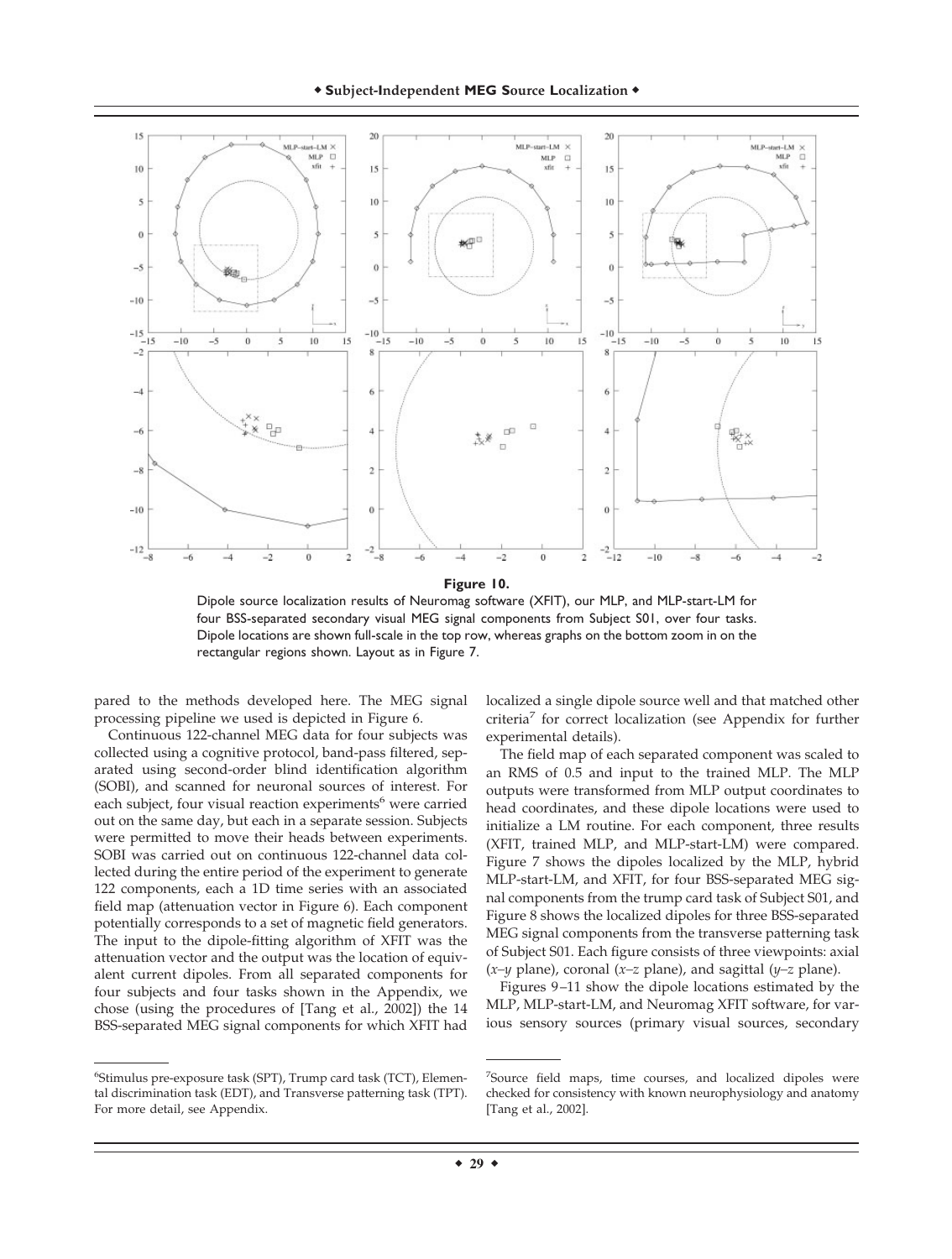**Figure 10.**

Dipole source localization results of Neuromag software (XFIT), our MLP, and MLP-start-LM for four BSS-separated secondary visual MEG signal components from Subject S01, over four tasks. Dipole locations are shown full-scale in the top row, whereas graphs on the bottom zoom in on the rectangular regions shown. Layout as in Figure 7.

pared to the methods developed here. The MEG signal processing pipeline we used is depicted in Figure 6.

Continuous 122-channel MEG data for four subjects was collected using a cognitive protocol, band-pass filtered, separated using second-order blind identification algorithm (SOBI), and scanned for neuronal sources of interest. For each subject, four visual reaction experiments[6] were carried out on the same day, but each in a separate session. Subjects were permitted to move their heads between experiments. SOBI was carried out on continuous 122-channel data collected during the entire period of the experiment to generate 122 components, each a 1D time series with an associated field map (attenuation vector in Figure 6). Each component potentially corresponds to a set of magnetic field generators. The input to the dipole-fitting algorithm of XFIT was the attenuation vector and the output was the location of equivalent current dipoles. From all separated components for four subjects and four tasks shown in the Appendix, we chose (using the procedures of [Tang et al., 2002]) the 14 BSS-separated MEG signal components for which XFIT had localized a single dipole source well and that matched other criteria[7] for correct localization (see Appendix for further experimental details).

The field map of each separated component was scaled to an RMS of 0.5 and input to the trained MLP. The MLP outputs were transformed from MLP output coordinates to head coordinates, and these dipole locations were used to initialize a LM routine. For each component, three results (XFIT, trained MLP, and MLP-start-LM) were compared. Figure 7 shows the dipoles localized by the MLP, hybrid MLP-start-LM, and XFIT, for four BSS-separated MEG signal components from the trump card task of Subject S01, and Figure 8 shows the localized dipoles for three BSS-separated MEG signal components from the transverse patterning task of Subject S01. Each figure consists of three viewpoints: axial ($x$–$y$ plane), coronal ($x$–$z$ plane), and sagittal ($y$–$z$ plane).

Figures 9–11 show the dipole locations estimated by the MLP, MLP-start-LM, and Neuromag XFIT software, for various sensory sources (primary visual sources, secondary

---

[6] Stimulus pre-exposure task (SPT), Trump card task (TCT), Elemental discrimination task (EDT), and Transverse patterning task (TPT). For more detail, see Appendix.

[7] Source field maps, time courses, and localized dipoles were checked for consistency with known neurophysiology and anatomy [Tang et al., 2002].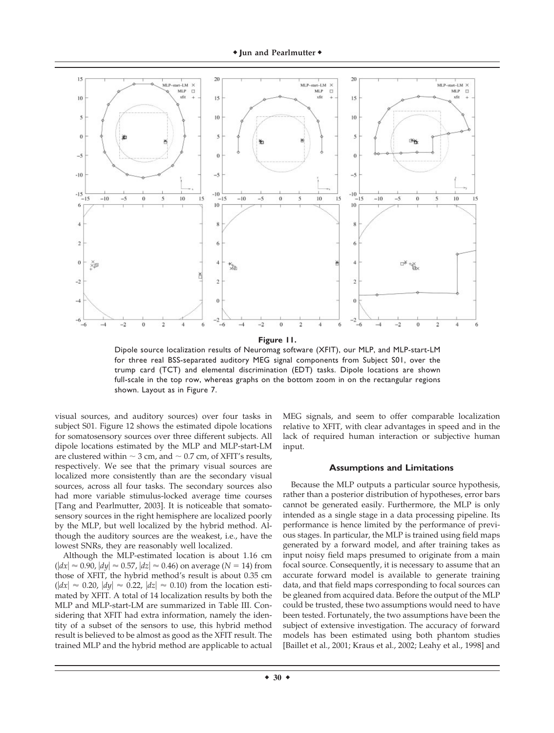**Figure 11.**

Dipole source localization results of Neuromag software (XFIT), our MLP, and MLP-start-LM for three real BSS-separated auditory MEG signal components from Subject S01, over the trump card (TCT) and elemental discrimination (EDT) tasks. Dipole locations are shown full-scale in the top row, whereas graphs on the bottom zoom in on the rectangular regions shown. Layout as in Figure 7.

visual sources, and auditory sources) over four tasks in subject S01. Figure 12 shows the estimated dipole locations for somatosensory sources over three different subjects. All dipole locations estimated by the MLP and MLP-start-LM are clustered within ~ 3 cm, and ~ 0.7 cm, of XFIT's results, respectively. We see that the primary visual sources are localized more consistently than are the secondary visual sources, across all four tasks. The secondary sources also had more variable stimulus-locked average time courses [Tang and Pearlmutter, 2003]. It is noticeable that somatosensory sources in the right hemisphere are localized poorly by the MLP, but well localized by the hybrid method. Although the auditory sources are the weakest, i.e., have the lowest SNRs, they are reasonably well localized.

Although the MLP-estimated location is about 1.16 cm ($|dx| \approx 0.90$, $|dy| \approx 0.57$, $|dz| \approx 0.46$) on average ($N = 14$) from those of XFIT, the hybrid method's result is about 0.35 cm ($|dx| \approx 0.20$, $|dy| \approx 0.22$, $|dz| \approx 0.10$) from the location estimated by XFIT. A total of 14 localization results by both the MLP and MLP-start-LM are summarized in Table III. Considering that XFIT had extra information, namely the identity of a subset of the sensors to use, this hybrid method result is believed to be almost as good as the XFIT result. The trained MLP and the hybrid method are applicable to actual MEG signals, and seem to offer comparable localization relative to XFIT, with clear advantages in speed and in the lack of required human interaction or subjective human input.

## Assumptions and Limitations

Because the MLP outputs a particular source hypothesis, rather than a posterior distribution of hypotheses, error bars cannot be generated easily. Furthermore, the MLP is only intended as a single stage in a data processing pipeline. Its performance is hence limited by the performance of previous stages. In particular, the MLP is trained using field maps generated by a forward model, and after training takes as input noisy field maps presumed to originate from a main focal source. Consequently, it is necessary to assume that an accurate forward model is available to generate training data, and that field maps corresponding to focal sources can be gleaned from acquired data. Before the output of the MLP could be trusted, these two assumptions would need to have been tested. Fortunately, the two assumptions have been the subject of extensive investigation. The accuracy of forward models has been estimated using both phantom studies [Baillet et al., 2001; Kraus et al., 2002; Leahy et al., 1998] and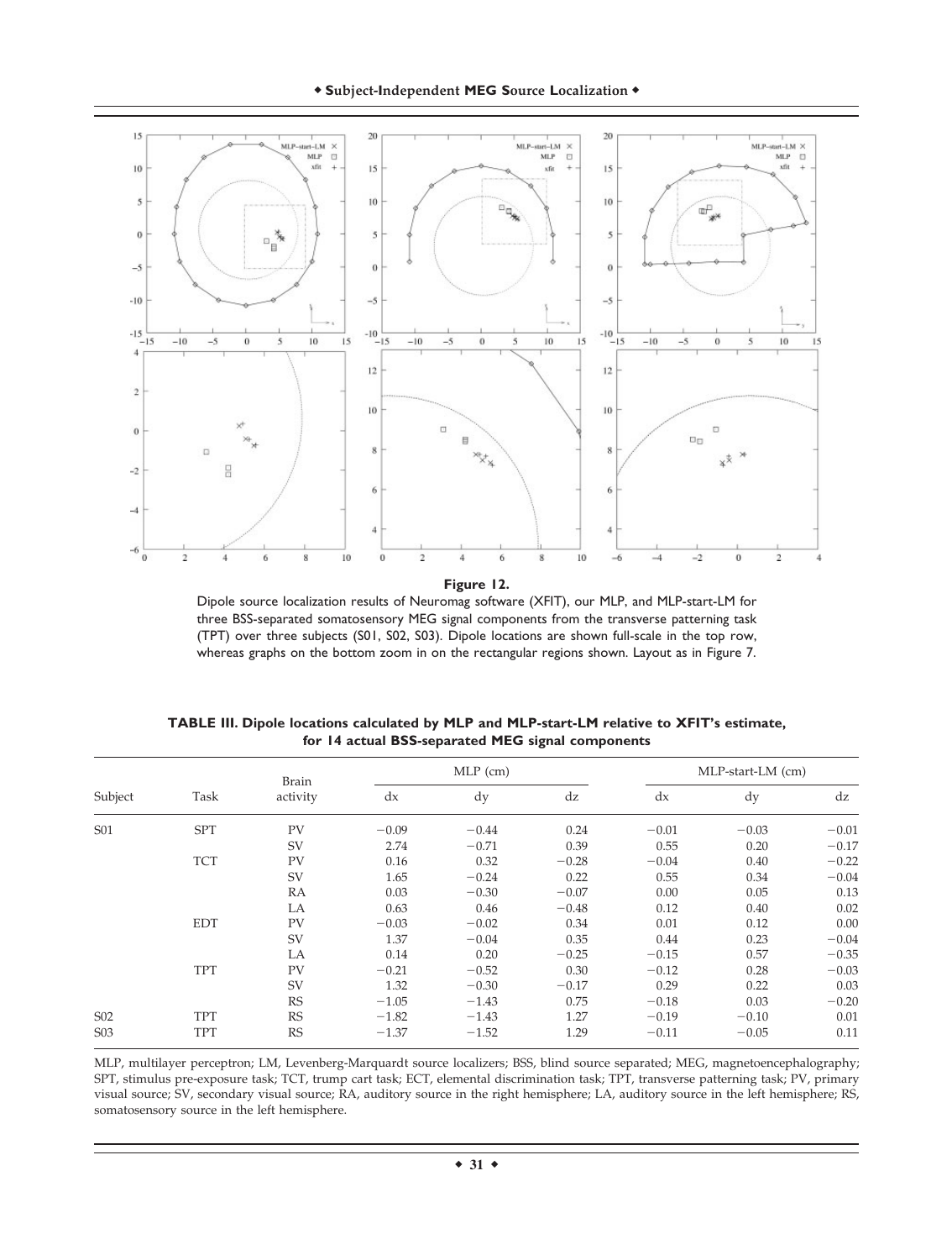**Figure 12.**

Dipole source localization results of Neuromag software (XFIT), our MLP, and MLP-start-LM for three BSS-separated somatosensory MEG signal components from the transverse patterning task (TPT) over three subjects (S01, S02, S03). Dipole locations are shown full-scale in the top row, whereas graphs on the bottom zoom in on the rectangular regions shown. Layout as in Figure 7.

**TABLE III. Dipole locations calculated by MLP and MLP-start-LM relative to XFIT's estimate, for 14 actual BSS-separated MEG signal components**

| Subject | Task | Brain activity | MLP (cm) | | | MLP-start-LM (cm) | | |
|---|---|---|---|---|---|---|---|---|
| | | | dx | dy | dz | dx | dy | dz |
| S01 | SPT | PV | −0.09 | −0.44 | 0.24 | −0.01 | −0.03 | −0.01 |
| | | SV | 2.74 | −0.71 | 0.39 | 0.55 | 0.20 | −0.17 |
| | TCT | PV | 0.16 | 0.32 | −0.28 | −0.04 | 0.40 | −0.22 |
| | | SV | 1.65 | −0.24 | 0.22 | 0.55 | 0.34 | −0.04 |
| | | RA | 0.03 | −0.30 | −0.07 | 0.00 | 0.05 | 0.13 |
| | | LA | 0.63 | 0.46 | −0.48 | 0.12 | 0.40 | 0.02 |
| | EDT | PV | −0.03 | −0.02 | 0.34 | 0.01 | 0.12 | 0.00 |
| | | SV | 1.37 | −0.04 | 0.35 | 0.44 | 0.23 | −0.04 |
| | | LA | 0.14 | 0.20 | −0.25 | −0.15 | 0.57 | −0.35 |
| | TPT | PV | −0.21 | −0.52 | 0.30 | −0.12 | 0.28 | −0.03 |
| | | SV | 1.32 | −0.30 | −0.17 | 0.29 | 0.22 | 0.03 |
| | | RS | −1.05 | −1.43 | 0.75 | −0.18 | 0.03 | −0.20 |
| S02 | TPT | RS | −1.82 | −1.43 | 1.27 | −0.19 | −0.10 | 0.01 |
| S03 | TPT | RS | −1.37 | −1.52 | 1.29 | −0.11 | −0.05 | 0.11 |

MLP, multilayer perceptron; LM, Levenberg-Marquardt source localizers; BSS, blind source separated; MEG, magnetoencephalography; SPT, stimulus pre-exposure task; TCT, trump cart task; ECT, elemental discrimination task; TPT, transverse patterning task; PV, primary visual source; SV, secondary visual source; RA, auditory source in the right hemisphere; LA, auditory source in the left hemisphere; RS, somatosensory source in the left hemisphere.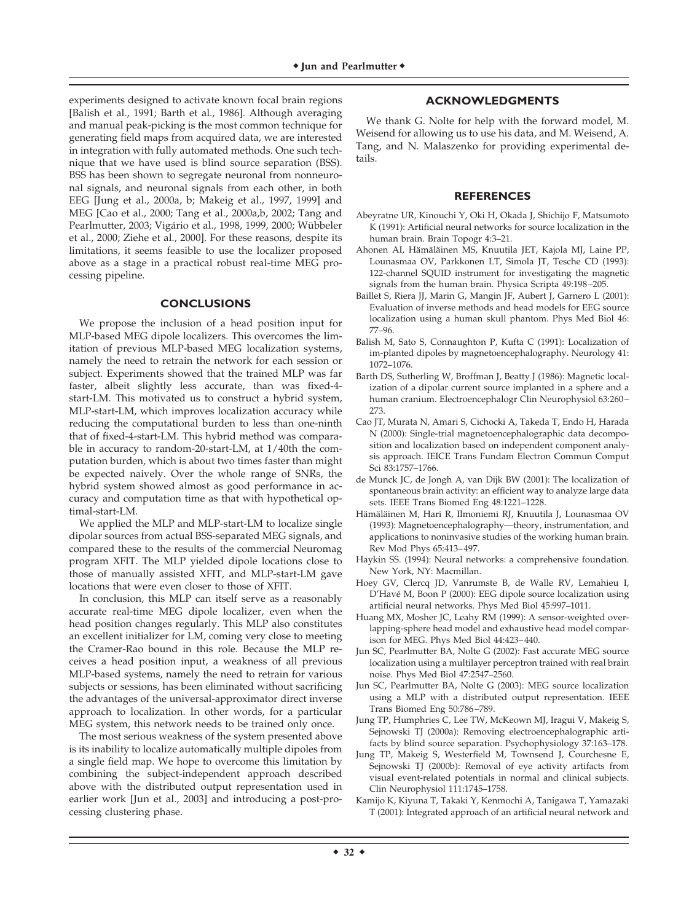experiments designed to activate known focal brain regions [Balish et al., 1991; Barth et al., 1986]. Although averaging and manual peak-picking is the most common technique for generating field maps from acquired data, we are interested in integration with fully automated methods. One such technique that we have used is blind source separation (BSS). BSS has been shown to segregate neuronal from nonneuronal signals, and neuronal signals from each other, in both EEG [Jung et al., 2000a, b; Makeig et al., 1997, 1999] and MEG [Cao et al., 2000; Tang et al., 2000a,b, 2002; Tang and Pearlmutter, 2003; Vigário et al., 1998, 1999, 2000; Wübbeler et al., 2000; Ziehe et al., 2000]. For these reasons, despite its limitations, it seems feasible to use the localizer proposed above as a stage in a practical robust real-time MEG processing pipeline.

## CONCLUSIONS

We propose the inclusion of a head position input for MLP-based MEG dipole localizers. This overcomes the limitation of previous MLP-based MEG localization systems, namely the need to retrain the network for each session or subject. Experiments showed that the trained MLP was far faster, albeit slightly less accurate, than was fixed-4-start-LM. This motivated us to construct a hybrid system, MLP-start-LM, which improves localization accuracy while reducing the computational burden to less than one-ninth that of fixed-4-start-LM. This hybrid method was comparable in accuracy to random-20-start-LM, at 1/40th the computation burden, which is about two times faster than might be expected naively. Over the whole range of SNRs, the hybrid system showed almost as good performance in accuracy and computation time as that with hypothetical optimal-start-LM.

We applied the MLP and MLP-start-LM to localize single dipolar sources from actual BSS-separated MEG signals, and compared these to the results of the commercial Neuromag program XFIT. The MLP yielded dipole locations close to those of manually assisted XFIT, and MLP-start-LM gave locations that were even closer to those of XFIT.

In conclusion, this MLP can itself serve as a reasonably accurate real-time MEG dipole localizer, even when the head position changes regularly. This MLP also constitutes an excellent initializer for LM, coming very close to meeting the Cramer-Rao bound in this role. Because the MLP receives a head position input, a weakness of all previous MLP-based systems, namely the need to retrain for various subjects or sessions, has been eliminated without sacrificing the advantages of the universal-approximator direct inverse approach to localization. In other words, for a particular MEG system, this network needs to be trained only once.

The most serious weakness of the system presented above is its inability to localize automatically multiple dipoles from a single field map. We hope to overcome this limitation by combining the subject-independent approach described above with the distributed output representation used in earlier work [Jun et al., 2003] and introducing a post-processing clustering phase.

## ACKNOWLEDGMENTS

We thank G. Nolte for help with the forward model, M. Weisend for allowing us to use his data, and M. Weisend, A. Tang, and N. Malaszenko for providing experimental details.

## REFERENCES

Abeyratne UR, Kinouchi Y, Oki H, Okada J, Shichijo F, Matsumoto K (1991): Artificial neural networks for source localization in the human brain. Brain Topogr 4:3–21.

Ahonen AI, Hämäläinen MS, Knuutila JET, Kajola MJ, Laine PP, Lounasmaa OV, Parkkonen LT, Simola JT, Tesche CD (1993): 122-channel SQUID instrument for investigating the magnetic signals from the human brain. Physica Scripta 49:198–205.

Baillet S, Riera JJ, Marin G, Mangin JF, Aubert J, Garnero L (2001): Evaluation of inverse methods and head models for EEG source localization using a human skull phantom. Phys Med Biol 46: 77–96.

Balish M, Sato S, Connaughton P, Kufta C (1991): Localization of im-planted dipoles by magnetoencephalography. Neurology 41: 1072–1076.

Barth DS, Sutherling W, Broffman J, Beatty J (1986): Magnetic localization of a dipolar current source implanted in a sphere and a human cranium. Electroencephalogr Clin Neurophysiol 63:260–273.

Cao JT, Murata N, Amari S, Cichocki A, Takeda T, Endo H, Harada N (2000): Single-trial magnetoencephalographic data decomposition and localization based on independent component analysis approach. IEICE Trans Fundam Electron Commun Comput Sci 83:1757–1766.

de Munck JC, de Jongh A, van Dijk BW (2001): The localization of spontaneous brain activity: an efficient way to analyze large data sets. IEEE Trans Biomed Eng 48:1221–1228.

Hämäläinen M, Hari R, Ilmoniemi RJ, Knuutila J, Lounasmaa OV (1993): Magnetoencephalography—theory, instrumentation, and applications to noninvasive studies of the working human brain. Rev Mod Phys 65:413–497.

Haykin SS. (1994): Neural networks: a comprehensive foundation. New York, NY: Macmillan.

Hoey GV, Clercq JD, Vanrumste B, de Walle RV, Lemahieu I, D'Havé M, Boon P (2000): EEG dipole source localization using artificial neural networks. Phys Med Biol 45:997–1011.

Huang MX, Mosher JC, Leahy RM (1999): A sensor-weighted overlapping-sphere head model and exhaustive head model comparison for MEG. Phys Med Biol 44:423–440.

Jun SC, Pearlmutter BA, Nolte G (2002): Fast accurate MEG source localization using a multilayer perceptron trained with real brain noise. Phys Med Biol 47:2547–2560.

Jun SC, Pearlmutter BA, Nolte G (2003): MEG source localization using a MLP with a distributed output representation. IEEE Trans Biomed Eng 50:786–789.

Jung TP, Humphries C, Lee TW, McKeown MJ, Iragui V, Makeig S, Sejnowski TJ (2000a): Removing electroencephalographic artifacts by blind source separation. Psychophysiology 37:163–178.

Jung TP, Makeig S, Westerfield M, Townsend J, Courchesne E, Sejnowski TJ (2000b): Removal of eye activity artifacts from visual event-related potentials in normal and clinical subjects. Clin Neurophysiol 111:1745–1758.

Kamijo K, Kiyuna T, Takaki Y, Kenmochi A, Tanigawa T, Yamazaki T (2001): Integrated approach of an artificial neural network and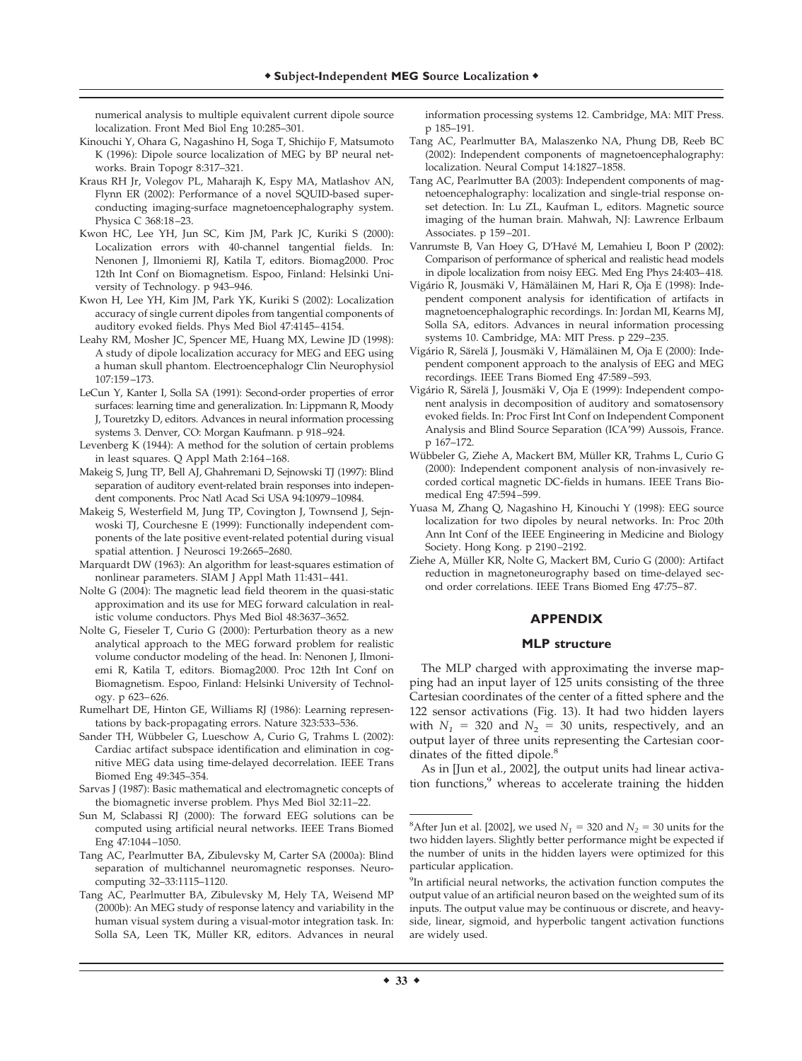numerical analysis to multiple equivalent current dipole source localization. Front Med Biol Eng 10:285–301.

Kinouchi Y, Ohara G, Nagashino H, Soga T, Shichijo F, Matsumoto K (1996): Dipole source localization of MEG by BP neural networks. Brain Topogr 8:317–321.

Kraus RH Jr, Volegov PL, Maharajh K, Espy MA, Matlashov AN, Flynn ER (2002): Performance of a novel SQUID-based superconducting imaging-surface magnetoencephalography system. Physica C 368:18–23.

Kwon HC, Lee YH, Jun SC, Kim JM, Park JC, Kuriki S (2000): Localization errors with 40-channel tangential fields. In: Nenonen J, Ilmoniemi RJ, Katila T, editors. Biomag2000. Proc 12th Int Conf on Biomagnetism. Espoo, Finland: Helsinki University of Technology. p 943–946.

Kwon H, Lee YH, Kim JM, Park YK, Kuriki S (2002): Localization accuracy of single current dipoles from tangential components of auditory evoked fields. Phys Med Biol 47:4145–4154.

Leahy RM, Mosher JC, Spencer ME, Huang MX, Lewine JD (1998): A study of dipole localization accuracy for MEG and EEG using a human skull phantom. Electroencephalogr Clin Neurophysiol 107:159–173.

LeCun Y, Kanter I, Solla SA (1991): Second-order properties of error surfaces: learning time and generalization. In: Lippmann R, Moody J, Touretzky D, editors. Advances in neural information processing systems 3. Denver, CO: Morgan Kaufmann. p 918–924.

Levenberg K (1944): A method for the solution of certain problems in least squares. Q Appl Math 2:164–168.

Makeig S, Jung TP, Bell AJ, Ghahremani D, Sejnowski TJ (1997): Blind separation of auditory event-related brain responses into independent components. Proc Natl Acad Sci USA 94:10979–10984.

Makeig S, Westerfield M, Jung TP, Covington J, Townsend J, Sejnowski TJ, Courchesne E (1999): Functionally independent components of the late positive event-related potential during visual spatial attention. J Neurosci 19:2665–2680.

Marquardt DW (1963): An algorithm for least-squares estimation of nonlinear parameters. SIAM J Appl Math 11:431–441.

Nolte G (2004): The magnetic lead field theorem in the quasi-static approximation and its use for MEG forward calculation in realistic volume conductors. Phys Med Biol 48:3637–3652.

Nolte G, Fieseler T, Curio G (2000): Perturbation theory as a new analytical approach to the MEG forward problem for realistic volume conductor modeling of the head. In: Nenonen J, Ilmoniemi R, Katila T, editors. Biomag2000. Proc 12th Int Conf on Biomagnetism. Espoo, Finland: Helsinki University of Technology. p 623–626.

Rumelhart DE, Hinton GE, Williams RJ (1986): Learning representations by back-propagating errors. Nature 323:533–536.

Sander TH, Wübbeler G, Lueschow A, Curio G, Trahms L (2002): Cardiac artifact subspace identification and elimination in cognitive MEG data using time-delayed decorrelation. IEEE Trans Biomed Eng 49:345–354.

Sarvas J (1987): Basic mathematical and electromagnetic concepts of the biomagnetic inverse problem. Phys Med Biol 32:11–22.

Sun M, Sclabassi RJ (2000): The forward EEG solutions can be computed using artificial neural networks. IEEE Trans Biomed Eng 47:1044–1050.

Tang AC, Pearlmutter BA, Zibulevsky M, Carter SA (2000a): Blind separation of multichannel neuromagnetic responses. Neurocomputing 32–33:1115–1120.

Tang AC, Pearlmutter BA, Zibulevsky M, Hely TA, Weisend MP (2000b): An MEG study of response latency and variability in the human visual system during a visual-motor integration task. In: Solla SA, Leen TK, Müller KR, editors. Advances in neural information processing systems 12. Cambridge, MA: MIT Press. p 185–191.

Tang AC, Pearlmutter BA, Malaszenko NA, Phung DB, Reeb BC (2002): Independent components of magnetoencephalography: localization. Neural Comput 14:1827–1858.

Tang AC, Pearlmutter BA (2003): Independent components of magnetoencephalography: localization and single-trial response onset detection. In: Lu ZL, Kaufman L, editors. Magnetic source imaging of the human brain. Mahwah, NJ: Lawrence Erlbaum Associates. p 159–201.

Vanrumste B, Van Hoey G, D'Havé M, Lemahieu I, Boon P (2002): Comparison of performance of spherical and realistic head models in dipole localization from noisy EEG. Med Eng Phys 24:403–418.

Vigário R, Jousmäki V, Hämäläinen M, Hari R, Oja E (1998): Independent component analysis for identification of artifacts in magnetoencephalographic recordings. In: Jordan MI, Kearns MJ, Solla SA, editors. Advances in neural information processing systems 10. Cambridge, MA: MIT Press. p 229–235.

Vigário R, Särelä J, Jousmäki V, Hämäläinen M, Oja E (2000): Independent component approach to the analysis of EEG and MEG recordings. IEEE Trans Biomed Eng 47:589–593.

Vigário R, Särelä J, Jousmäki V, Oja E (1999): Independent component analysis in decomposition of auditory and somatosensory evoked fields. In: Proc First Int Conf on Independent Component Analysis and Blind Source Separation (ICA'99) Aussois, France. p 167–172.

Wübbeler G, Ziehe A, Mackert BM, Müller KR, Trahms L, Curio G (2000): Independent component analysis of non-invasively recorded cortical magnetic DC-fields in humans. IEEE Trans Biomedical Eng 47:594–599.

Yuasa M, Zhang Q, Nagashino H, Kinouchi Y (1998): EEG source localization for two dipoles by neural networks. In: Proc 20th Ann Int Conf of the IEEE Engineering in Medicine and Biology Society. Hong Kong. p 2190–2192.

Ziehe A, Müller KR, Nolte G, Mackert BM, Curio G (2000): Artifact reduction in magnetoneurography based on time-delayed second order correlations. IEEE Trans Biomed Eng 47:75–87.

## APPENDIX

### MLP structure

The MLP charged with approximating the inverse mapping had an input layer of 125 units consisting of the three Cartesian coordinates of the center of a fitted sphere and the 122 sensor activations (Fig. 13). It had two hidden layers with $N_1 = 320$ and $N_2 = 30$ units, respectively, and an output layer of three units representing the Cartesian coordinates of the fitted dipole.[8]

As in [Jun et al., 2002], the output units had linear activation functions,[9] whereas to accelerate training the hidden

[8] After Jun et al. [2002], we used $N_1 = 320$ and $N_2 = 30$ units for the two hidden layers. Slightly better performance might be expected if the number of units in the hidden layers were optimized for this particular application.

[9] In artificial neural networks, the activation function computes the output value of an artificial neuron based on the weighted sum of its inputs. The output value may be continuous or discrete, and heavyside, linear, sigmoid, and hyperbolic tangent activation functions are widely used.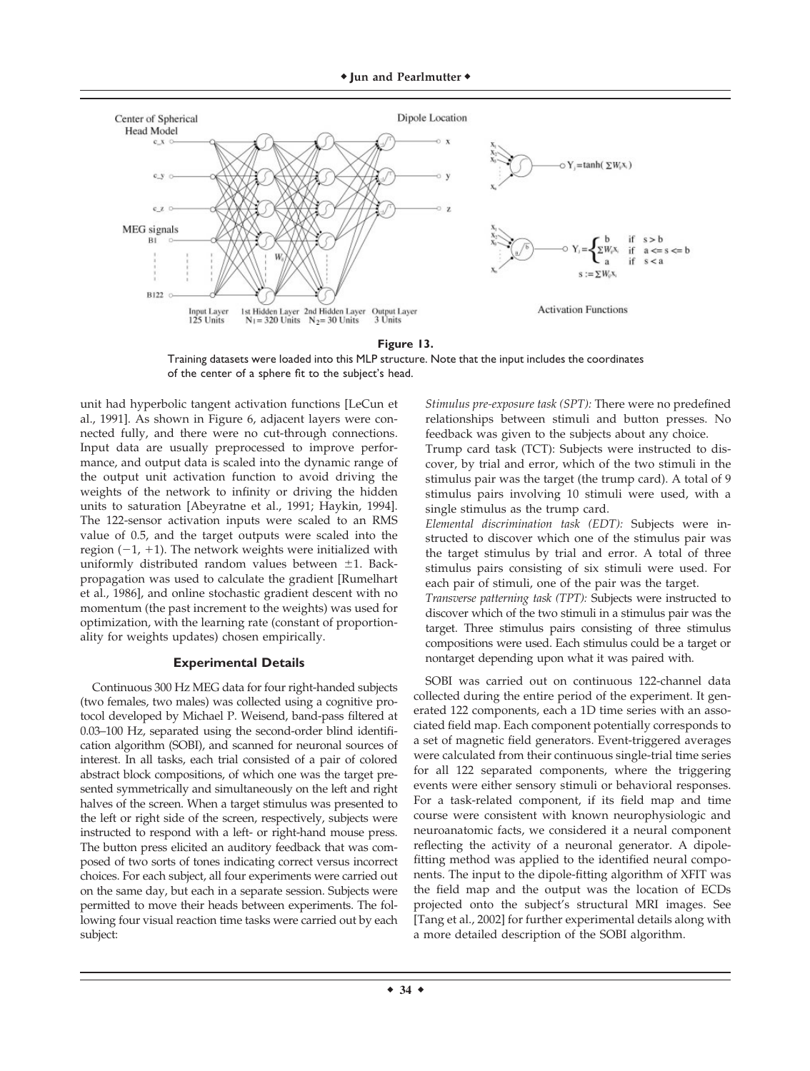Center of Spherical Head Model

c_x

c_y

c_z

MEG signals

B1

B122

Input Layer 125 Units

1st Hidden Layer $N_1 = 320$ Units

2nd Hidden Layer $N_2 = 30$ Units

Output Layer 3 Units

Dipole Location

x

y

z

$W_{ij}$

$Y_j = \tanh(\sum W_{ij} x_i)$

$Y_j = \begin{cases} b & \text{if } s > b \\ \sum W_{ij} x_i & \text{if } a <= s <= b \\ a & \text{if } s < a \end{cases}$

$s := \sum W_{ij} x_i$

Activation Functions

**Figure 13.**

Training datasets were loaded into this MLP structure. Note that the input includes the coordinates of the center of a sphere fit to the subject's head.

unit had hyperbolic tangent activation functions [LeCun et al., 1991]. As shown in Figure 6, adjacent layers were connected fully, and there were no cut-through connections. Input data are usually preprocessed to improve performance, and output data is scaled into the dynamic range of the output unit activation function to avoid driving the weights of the network to infinity or driving the hidden units to saturation [Abeyratne et al., 1991; Haykin, 1994]. The 122-sensor activation inputs were scaled to an RMS value of 0.5, and the target outputs were scaled into the region $(-1, +1)$. The network weights were initialized with uniformly distributed random values between $\pm 1$. Backpropagation was used to calculate the gradient [Rumelhart et al., 1986], and online stochastic gradient descent with no momentum (the past increment to the weights) was used for optimization, with the learning rate (constant of proportionality for weights updates) chosen empirically.

## Experimental Details

Continuous 300 Hz MEG data for four right-handed subjects (two females, two males) was collected using a cognitive protocol developed by Michael P. Weisend, band-pass filtered at 0.03–100 Hz, separated using the second-order blind identification algorithm (SOBI), and scanned for neuronal sources of interest. In all tasks, each trial consisted of a pair of colored abstract block compositions, of which one was the target presented symmetrically and simultaneously on the left and right halves of the screen. When a target stimulus was presented to the left or right side of the screen, respectively, subjects were instructed to respond with a left- or right-hand mouse press. The button press elicited an auditory feedback that was composed of two sorts of tones indicating correct versus incorrect choices. For each subject, all four experiments were carried out on the same day, but each in a separate session. Subjects were permitted to move their heads between experiments. The following four visual reaction time tasks were carried out by each subject:

*Stimulus pre-exposure task (SPT):* There were no predefined relationships between stimuli and button presses. No feedback was given to the subjects about any choice.

Trump card task (TCT): Subjects were instructed to discover, by trial and error, which of the two stimuli in the stimulus pair was the target (the trump card). A total of 9 stimulus pairs involving 10 stimuli were used, with a single stimulus as the trump card.

*Elemental discrimination task (EDT):* Subjects were instructed to discover which one of the stimulus pair was the target stimulus by trial and error. A total of three stimulus pairs consisting of six stimuli were used. For each pair of stimuli, one of the pair was the target.

*Transverse patterning task (TPT):* Subjects were instructed to discover which of the two stimuli in a stimulus pair was the target. Three stimulus pairs consisting of three stimulus compositions were used. Each stimulus could be a target or nontarget depending upon what it was paired with.

SOBI was carried out on continuous 122-channel data collected during the entire period of the experiment. It generated 122 components, each a 1D time series with an associated field map. Each component potentially corresponds to a set of magnetic field generators. Event-triggered averages were calculated from their continuous single-trial time series for all 122 separated components, where the triggering events were either sensory stimuli or behavioral responses. For a task-related component, if its field map and time course were consistent with known neurophysiologic and neuroanatomic facts, we considered it a neural component reflecting the activity of a neuronal generator. A dipole-fitting method was applied to the identified neural components. The input to the dipole-fitting algorithm of XFIT was the field map and the output was the location of ECDs projected onto the subject's structural MRI images. See [Tang et al., 2002] for further experimental details along with a more detailed description of the SOBI algorithm.